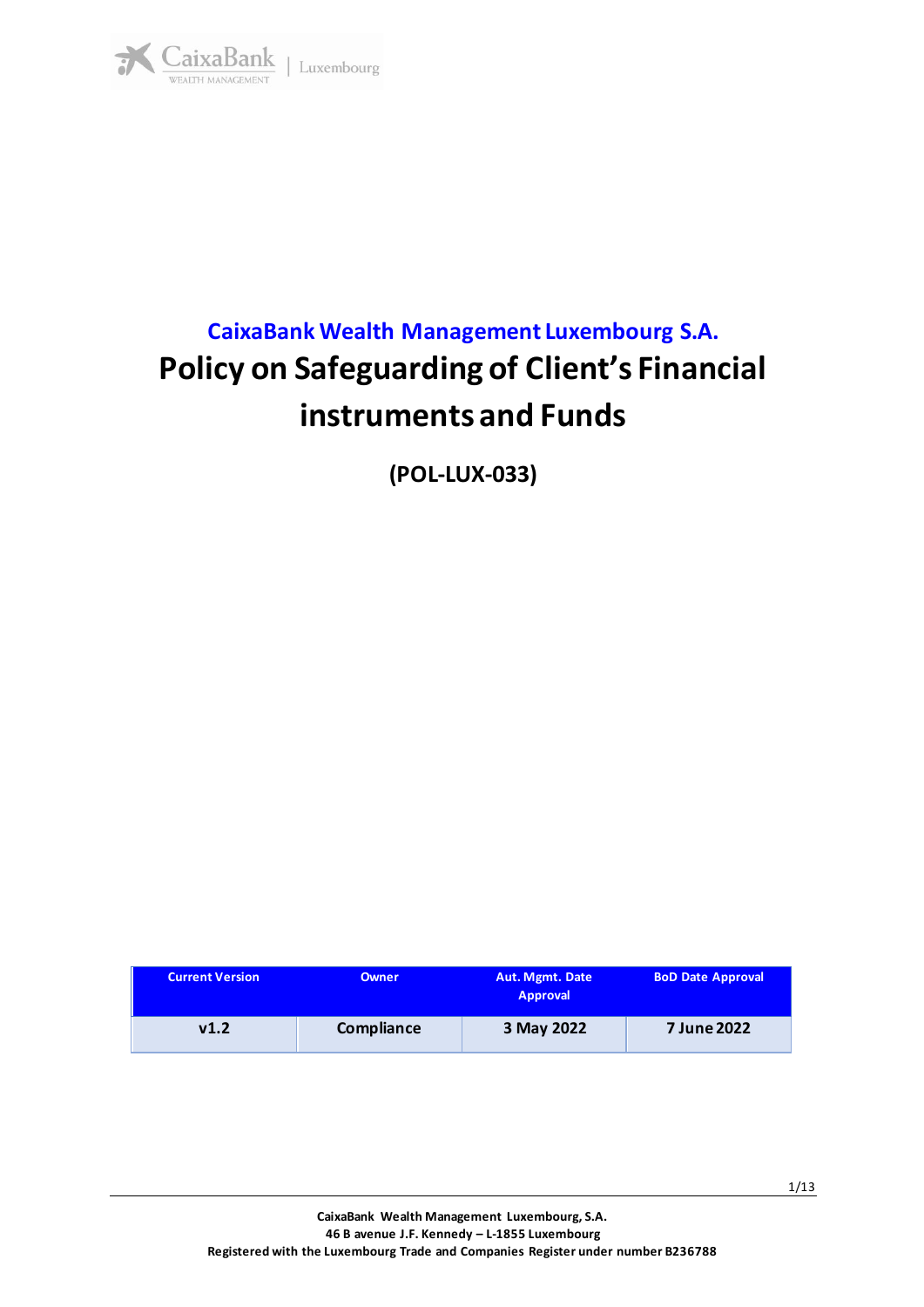## CaixaBank Wealth Management Luxembourg S.A.

# Policy on Safeguarding of Client's Financial instruments and Funds

**(POL-LUX-033)**

| Current Version | Owner | Aut. Mgmt. Date Approval | BoD Date Approval |
|---|---|---|---|
| v1.2 | Compliance | 3 May 2022 | 7 June 2022 |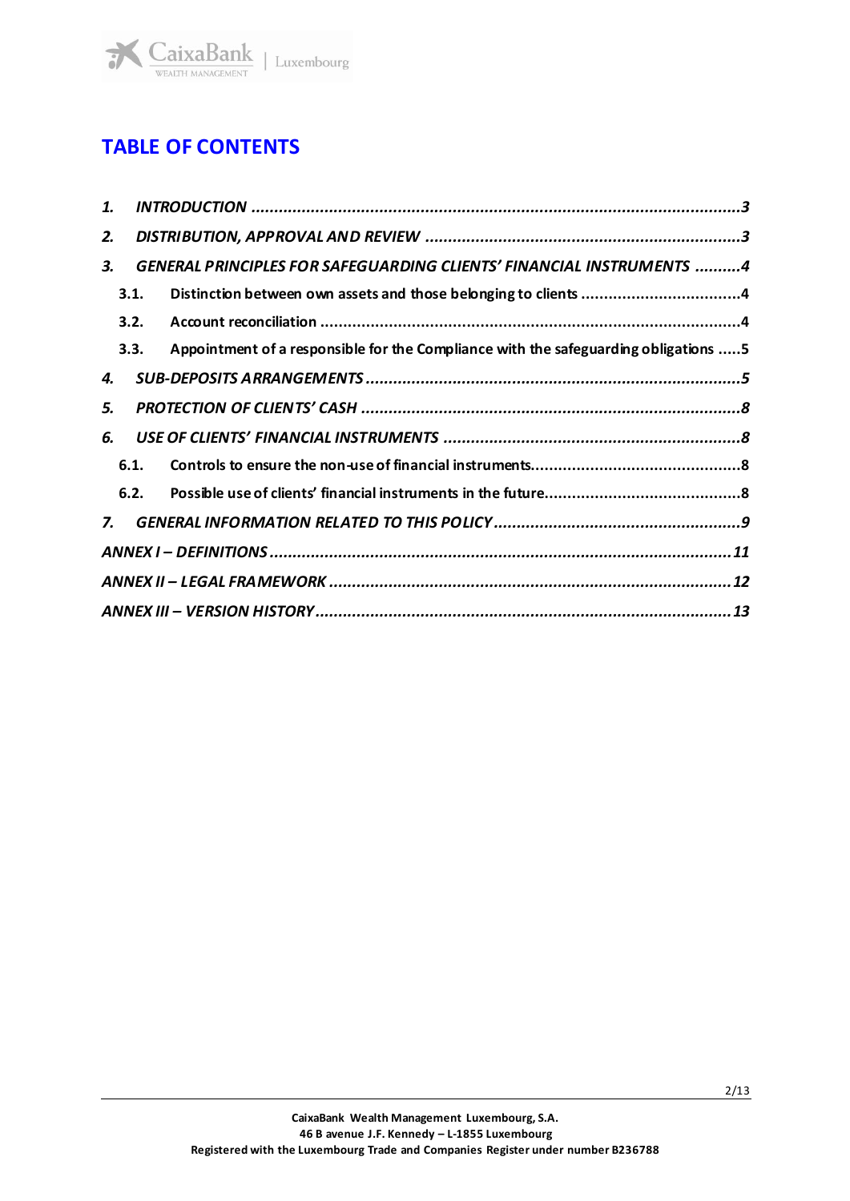# TABLE OF CONTENTS

*1. INTRODUCTION* ....................................................................................................3

*2. DISTRIBUTION, APPROVAL AND REVIEW* ...........................................................3

*3. GENERAL PRINCIPLES FOR SAFEGUARDING CLIENTS' FINANCIAL INSTRUMENTS* ..........4

- **3.1. Distinction between own assets and those belonging to clients** ..................................4
- **3.2. Account reconciliation** ...........................................................................................4
- **3.3. Appointment of a responsible for the Compliance with the safeguarding obligations** .....5

*4. SUB-DEPOSITS ARRANGEMENTS* ...........................................................................5

*5. PROTECTION OF CLIENTS' CASH* ..........................................................................8

*6. USE OF CLIENTS' FINANCIAL INSTRUMENTS* ..........................................................8

- **6.1. Controls to ensure the non-use of financial instruments**.............................................8
- **6.2. Possible use of clients' financial instruments in the future**...........................................8

*7. GENERAL INFORMATION RELATED TO THIS POLICY* ..................................................9

*ANNEX I – DEFINITIONS* .............................................................................................11

*ANNEX II – LEGAL FRAMEWORK* .................................................................................12

*ANNEX III – VERSION HISTORY* ....................................................................................13

CaixaBank Wealth Management Luxembourg, S.A.
46 B avenue J.F. Kennedy – L-1855 Luxembourg
Registered with the Luxembourg Trade and Companies Register under number B236788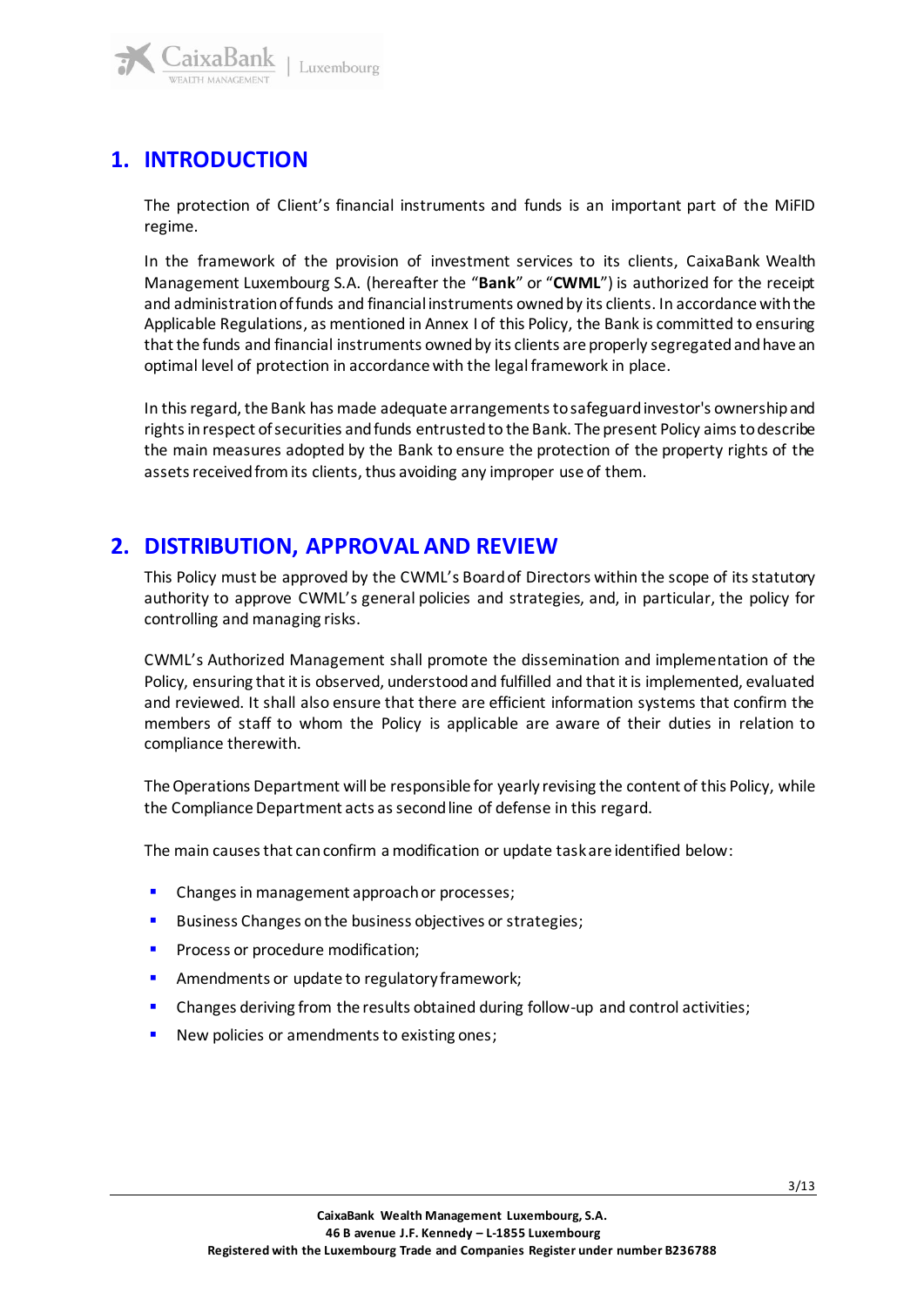## 1. INTRODUCTION

The protection of Client's financial instruments and funds is an important part of the MiFID regime.

In the framework of the provision of investment services to its clients, CaixaBank Wealth Management Luxembourg S.A. (hereafter the "**Bank**" or "**CWML**") is authorized for the receipt and administration of funds and financial instruments owned by its clients. In accordance with the Applicable Regulations, as mentioned in Annex I of this Policy, the Bank is committed to ensuring that the funds and financial instruments owned by its clients are properly segregated and have an optimal level of protection in accordance with the legal framework in place.

In this regard, the Bank has made adequate arrangements to safeguard investor's ownership and rights in respect of securities and funds entrusted to the Bank. The present Policy aims to describe the main measures adopted by the Bank to ensure the protection of the property rights of the assets received from its clients, thus avoiding any improper use of them.

## 2. DISTRIBUTION, APPROVAL AND REVIEW

This Policy must be approved by the CWML's Board of Directors within the scope of its statutory authority to approve CWML's general policies and strategies, and, in particular, the policy for controlling and managing risks.

CWML's Authorized Management shall promote the dissemination and implementation of the Policy, ensuring that it is observed, understood and fulfilled and that it is implemented, evaluated and reviewed. It shall also ensure that there are efficient information systems that confirm the members of staff to whom the Policy is applicable are aware of their duties in relation to compliance therewith.

The Operations Department will be responsible for yearly revising the content of this Policy, while the Compliance Department acts as second line of defense in this regard.

The main causes that can confirm a modification or update task are identified below:

- Changes in management approach or processes;
- Business Changes on the business objectives or strategies;
- Process or procedure modification;
- Amendments or update to regulatory framework;
- Changes deriving from the results obtained during follow-up and control activities;
- New policies or amendments to existing ones;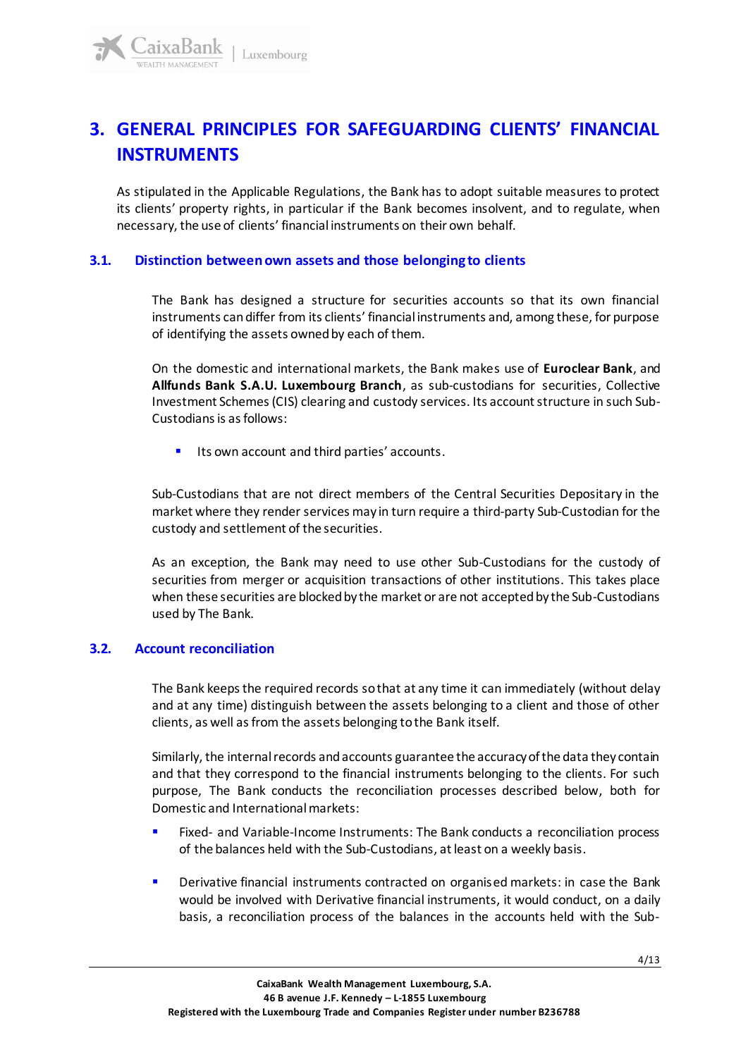# 3. GENERAL PRINCIPLES FOR SAFEGUARDING CLIENTS' FINANCIAL INSTRUMENTS

As stipulated in the Applicable Regulations, the Bank has to adopt suitable measures to protect its clients' property rights, in particular if the Bank becomes insolvent, and to regulate, when necessary, the use of clients' financial instruments on their own behalf.

## 3.1. Distinction between own assets and those belonging to clients

The Bank has designed a structure for securities accounts so that its own financial instruments can differ from its clients' financial instruments and, among these, for purpose of identifying the assets owned by each of them.

On the domestic and international markets, the Bank makes use of **Euroclear Bank**, and **Allfunds Bank S.A.U. Luxembourg Branch**, as sub-custodians for securities, Collective Investment Schemes (CIS) clearing and custody services. Its account structure in such Sub-Custodians is as follows:

- Its own account and third parties' accounts.

Sub-Custodians that are not direct members of the Central Securities Depositary in the market where they render services may in turn require a third-party Sub-Custodian for the custody and settlement of the securities.

As an exception, the Bank may need to use other Sub-Custodians for the custody of securities from merger or acquisition transactions of other institutions. This takes place when these securities are blocked by the market or are not accepted by the Sub-Custodians used by The Bank.

## 3.2. Account reconciliation

The Bank keeps the required records so that at any time it can immediately (without delay and at any time) distinguish between the assets belonging to a client and those of other clients, as well as from the assets belonging to the Bank itself.

Similarly, the internal records and accounts guarantee the accuracy of the data they contain and that they correspond to the financial instruments belonging to the clients. For such purpose, The Bank conducts the reconciliation processes described below, both for Domestic and International markets:

- Fixed- and Variable-Income Instruments: The Bank conducts a reconciliation process of the balances held with the Sub-Custodians, at least on a weekly basis.
- Derivative financial instruments contracted on organised markets: in case the Bank would be involved with Derivative financial instruments, it would conduct, on a daily basis, a reconciliation process of the balances in the accounts held with the Sub-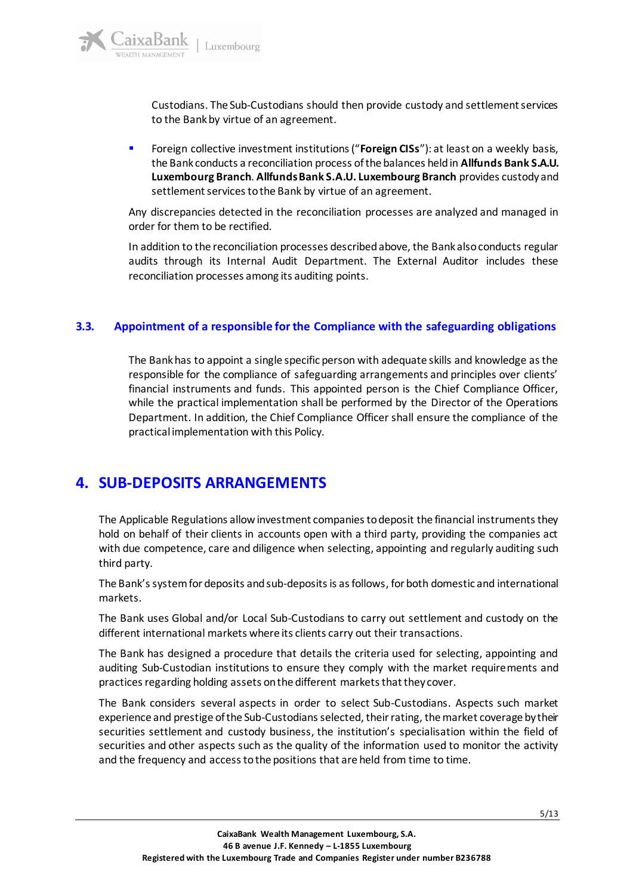Custodians. The Sub-Custodians should then provide custody and settlement services to the Bank by virtue of an agreement.

- Foreign collective investment institutions ("**Foreign CISs**"): at least on a weekly basis, the Bank conducts a reconciliation process of the balances held in **Allfunds Bank S.A.U. Luxembourg Branch**. **Allfunds Bank S.A.U. Luxembourg Branch** provides custody and settlement services to the Bank by virtue of an agreement.

Any discrepancies detected in the reconciliation processes are analyzed and managed in order for them to be rectified.

In addition to the reconciliation processes described above, the Bank also conducts regular audits through its Internal Audit Department. The External Auditor includes these reconciliation processes among its auditing points.

### 3.3. Appointment of a responsible for the Compliance with the safeguarding obligations

The Bank has to appoint a single specific person with adequate skills and knowledge as the responsible for the compliance of safeguarding arrangements and principles over clients' financial instruments and funds. This appointed person is the Chief Compliance Officer, while the practical implementation shall be performed by the Director of the Operations Department. In addition, the Chief Compliance Officer shall ensure the compliance of the practical implementation with this Policy.

## 4. SUB-DEPOSITS ARRANGEMENTS

The Applicable Regulations allow investment companies to deposit the financial instruments they hold on behalf of their clients in accounts open with a third party, providing the companies act with due competence, care and diligence when selecting, appointing and regularly auditing such third party.

The Bank's system for deposits and sub-deposits is as follows, for both domestic and international markets.

The Bank uses Global and/or Local Sub-Custodians to carry out settlement and custody on the different international markets where its clients carry out their transactions.

The Bank has designed a procedure that details the criteria used for selecting, appointing and auditing Sub-Custodian institutions to ensure they comply with the market requirements and practices regarding holding assets on the different markets that they cover.

The Bank considers several aspects in order to select Sub-Custodians. Aspects such market experience and prestige of the Sub-Custodians selected, their rating, the market coverage by their securities settlement and custody business, the institution's specialisation within the field of securities and other aspects such as the quality of the information used to monitor the activity and the frequency and access to the positions that are held from time to time.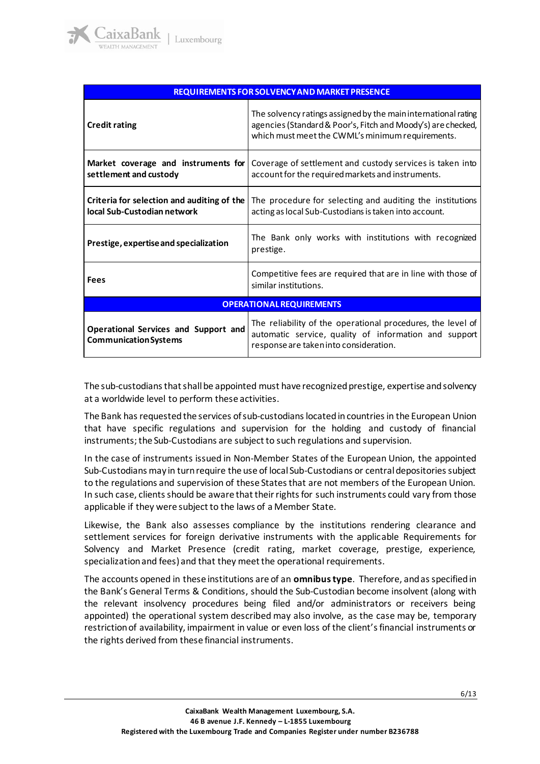| REQUIREMENTS FOR SOLVENCY AND MARKET PRESENCE | |
|---|---|
| **Credit rating** | The solvency ratings assigned by the main international rating agencies (Standard & Poor's, Fitch and Moody's) are checked, which must meet the CWML's minimum requirements. |
| **Market coverage and instruments for settlement and custody** | Coverage of settlement and custody services is taken into account for the required markets and instruments. |
| **Criteria for selection and auditing of the local Sub-Custodian network** | The procedure for selecting and auditing the institutions acting as local Sub-Custodians is taken into account. |
| **Prestige, expertise and specialization** | The Bank only works with institutions with recognized prestige. |
| **Fees** | Competitive fees are required that are in line with those of similar institutions. |
| **OPERATIONAL REQUIREMENTS** | |
| **Operational Services and Support and Communication Systems** | The reliability of the operational procedures, the level of automatic service, quality of information and support response are taken into consideration. |

The sub-custodians that shall be appointed must have recognized prestige, expertise and solvency at a worldwide level to perform these activities.

The Bank has requested the services of sub-custodians located in countries in the European Union that have specific regulations and supervision for the holding and custody of financial instruments; the Sub-Custodians are subject to such regulations and supervision.

In the case of instruments issued in Non-Member States of the European Union, the appointed Sub-Custodians may in turn require the use of local Sub-Custodians or central depositories subject to the regulations and supervision of these States that are not members of the European Union. In such case, clients should be aware that their rights for such instruments could vary from those applicable if they were subject to the laws of a Member State.

Likewise, the Bank also assesses compliance by the institutions rendering clearance and settlement services for foreign derivative instruments with the applicable Requirements for Solvency and Market Presence (credit rating, market coverage, prestige, experience, specialization and fees) and that they meet the operational requirements.

The accounts opened in these institutions are of an **omnibus type**. Therefore, and as specified in the Bank's General Terms & Conditions, should the Sub-Custodian become insolvent (along with the relevant insolvency procedures being filed and/or administrators or receivers being appointed) the operational system described may also involve, as the case may be, temporary restriction of availability, impairment in value or even loss of the client's financial instruments or the rights derived from these financial instruments.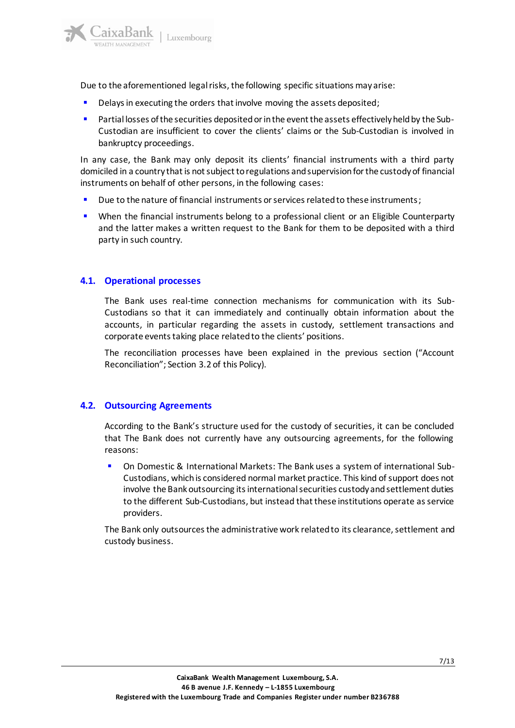Due to the aforementioned legal risks, the following specific situations may arise:

- Delays in executing the orders that involve moving the assets deposited;
- Partial losses of the securities deposited or in the event the assets effectively held by the Sub-Custodian are insufficient to cover the clients' claims or the Sub-Custodian is involved in bankruptcy proceedings.

In any case, the Bank may only deposit its clients' financial instruments with a third party domiciled in a country that is not subject to regulations and supervision for the custody of financial instruments on behalf of other persons, in the following cases:

- Due to the nature of financial instruments or services related to these instruments;
- When the financial instruments belong to a professional client or an Eligible Counterparty and the latter makes a written request to the Bank for them to be deposited with a third party in such country.

## 4.1. Operational processes

The Bank uses real-time connection mechanisms for communication with its Sub-Custodians so that it can immediately and continually obtain information about the accounts, in particular regarding the assets in custody, settlement transactions and corporate events taking place related to the clients' positions.

The reconciliation processes have been explained in the previous section ("Account Reconciliation"; Section 3.2 of this Policy).

## 4.2. Outsourcing Agreements

According to the Bank's structure used for the custody of securities, it can be concluded that The Bank does not currently have any outsourcing agreements, for the following reasons:

- On Domestic & International Markets: The Bank uses a system of international Sub-Custodians, which is considered normal market practice. This kind of support does not involve the Bank outsourcing its international securities custody and settlement duties to the different Sub-Custodians, but instead that these institutions operate as service providers.

The Bank only outsources the administrative work related to its clearance, settlement and custody business.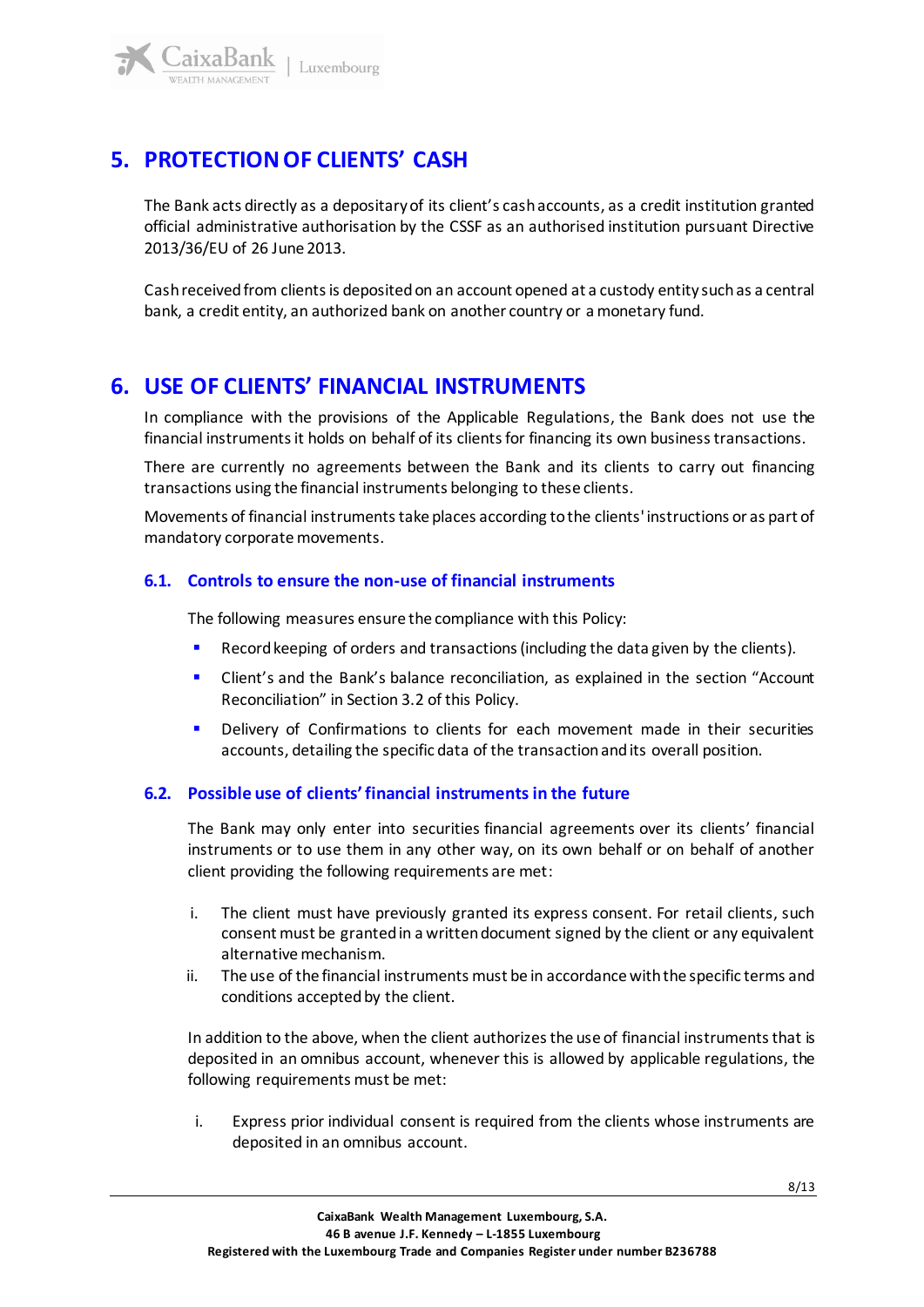## 5. PROTECTION OF CLIENTS' CASH

The Bank acts directly as a depositary of its client's cash accounts, as a credit institution granted official administrative authorisation by the CSSF as an authorised institution pursuant Directive 2013/36/EU of 26 June 2013.

Cash received from clients is deposited on an account opened at a custody entity such as a central bank, a credit entity, an authorized bank on another country or a monetary fund.

## 6. USE OF CLIENTS' FINANCIAL INSTRUMENTS

In compliance with the provisions of the Applicable Regulations, the Bank does not use the financial instruments it holds on behalf of its clients for financing its own business transactions.

There are currently no agreements between the Bank and its clients to carry out financing transactions using the financial instruments belonging to these clients.

Movements of financial instruments take places according to the clients' instructions or as part of mandatory corporate movements.

### 6.1. Controls to ensure the non-use of financial instruments

The following measures ensure the compliance with this Policy:

- Record keeping of orders and transactions (including the data given by the clients).
- Client's and the Bank's balance reconciliation, as explained in the section "Account Reconciliation" in Section 3.2 of this Policy.
- Delivery of Confirmations to clients for each movement made in their securities accounts, detailing the specific data of the transaction and its overall position.

### 6.2. Possible use of clients' financial instruments in the future

The Bank may only enter into securities financial agreements over its clients' financial instruments or to use them in any other way, on its own behalf or on behalf of another client providing the following requirements are met:

i. The client must have previously granted its express consent. For retail clients, such consent must be granted in a written document signed by the client or any equivalent alternative mechanism.
ii. The use of the financial instruments must be in accordance with the specific terms and conditions accepted by the client.

In addition to the above, when the client authorizes the use of financial instruments that is deposited in an omnibus account, whenever this is allowed by applicable regulations, the following requirements must be met:

i. Express prior individual consent is required from the clients whose instruments are deposited in an omnibus account.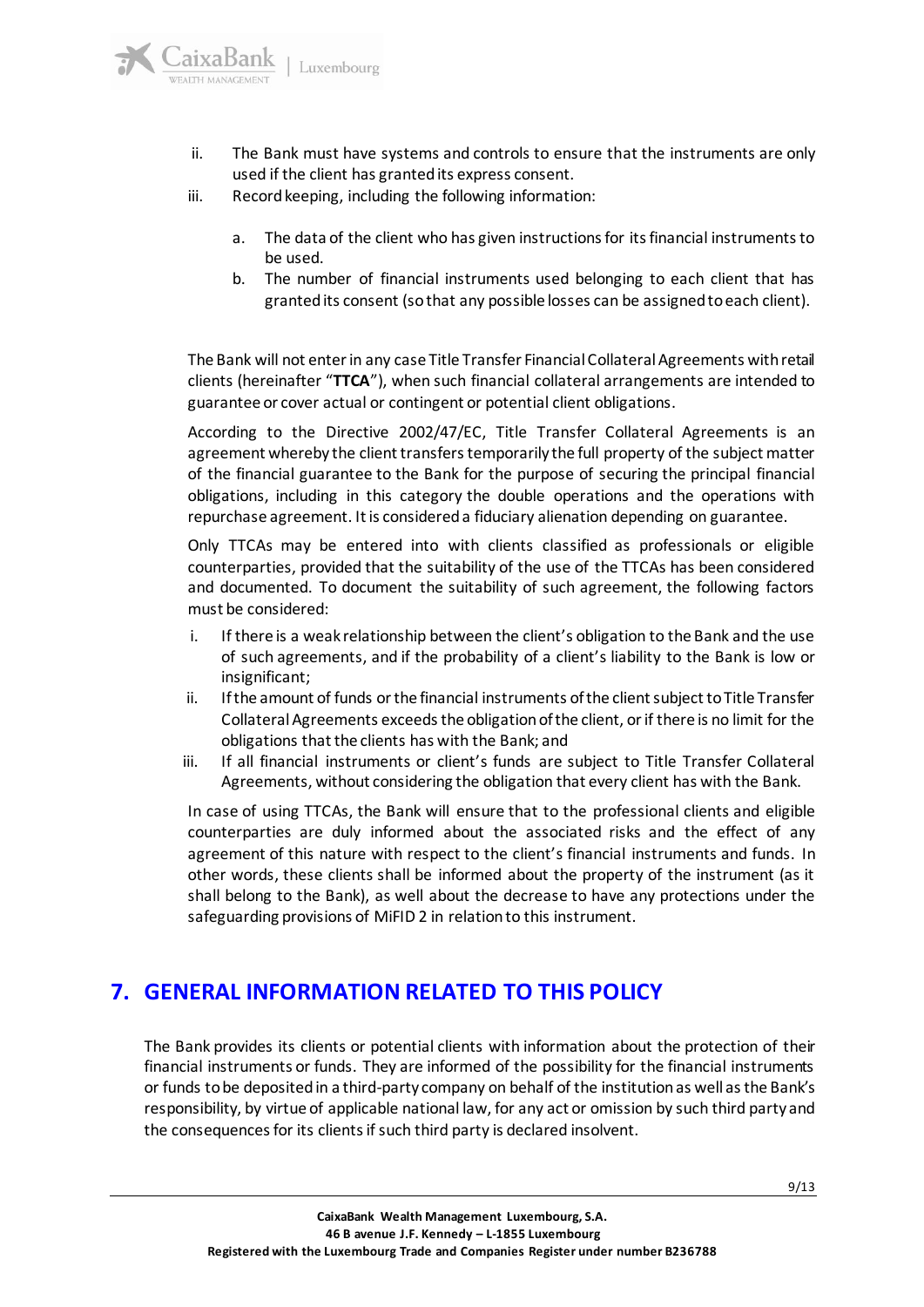ii. The Bank must have systems and controls to ensure that the instruments are only used if the client has granted its express consent.

iii. Record keeping, including the following information:

   a. The data of the client who has given instructions for its financial instruments to be used.

   b. The number of financial instruments used belonging to each client that has granted its consent (so that any possible losses can be assigned to each client).

The Bank will not enter in any case Title Transfer Financial Collateral Agreements with retail clients (hereinafter "**TTCA**"), when such financial collateral arrangements are intended to guarantee or cover actual or contingent or potential client obligations.

According to the Directive 2002/47/EC, Title Transfer Collateral Agreements is an agreement whereby the client transfers temporarily the full property of the subject matter of the financial guarantee to the Bank for the purpose of securing the principal financial obligations, including in this category the double operations and the operations with repurchase agreement. It is considered a fiduciary alienation depending on guarantee.

Only TTCAs may be entered into with clients classified as professionals or eligible counterparties, provided that the suitability of the use of the TTCAs has been considered and documented. To document the suitability of such agreement, the following factors must be considered:

i. If there is a weak relationship between the client's obligation to the Bank and the use of such agreements, and if the probability of a client's liability to the Bank is low or insignificant;

ii. If the amount of funds or the financial instruments of the client subject to Title Transfer Collateral Agreements exceeds the obligation of the client, or if there is no limit for the obligations that the clients has with the Bank; and

iii. If all financial instruments or client's funds are subject to Title Transfer Collateral Agreements, without considering the obligation that every client has with the Bank.

In case of using TTCAs, the Bank will ensure that to the professional clients and eligible counterparties are duly informed about the associated risks and the effect of any agreement of this nature with respect to the client's financial instruments and funds. In other words, these clients shall be informed about the property of the instrument (as it shall belong to the Bank), as well about the decrease to have any protections under the safeguarding provisions of MiFID 2 in relation to this instrument.

## 7. GENERAL INFORMATION RELATED TO THIS POLICY

The Bank provides its clients or potential clients with information about the protection of their financial instruments or funds. They are informed of the possibility for the financial instruments or funds to be deposited in a third-party company on behalf of the institution as well as the Bank's responsibility, by virtue of applicable national law, for any act or omission by such third party and the consequences for its clients if such third party is declared insolvent.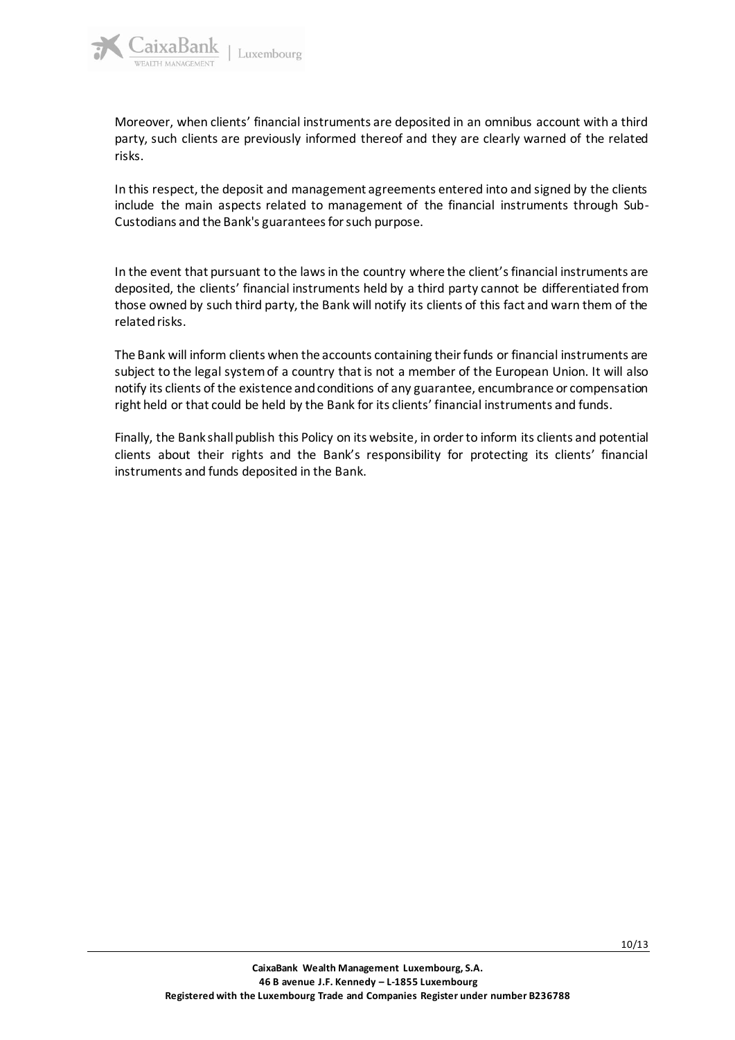Moreover, when clients' financial instruments are deposited in an omnibus account with a third party, such clients are previously informed thereof and they are clearly warned of the related risks.

In this respect, the deposit and management agreements entered into and signed by the clients include the main aspects related to management of the financial instruments through Sub-Custodians and the Bank's guarantees for such purpose.

In the event that pursuant to the laws in the country where the client's financial instruments are deposited, the clients' financial instruments held by a third party cannot be differentiated from those owned by such third party, the Bank will notify its clients of this fact and warn them of the related risks.

The Bank will inform clients when the accounts containing their funds or financial instruments are subject to the legal system of a country that is not a member of the European Union. It will also notify its clients of the existence and conditions of any guarantee, encumbrance or compensation right held or that could be held by the Bank for its clients' financial instruments and funds.

Finally, the Bank shall publish this Policy on its website, in order to inform its clients and potential clients about their rights and the Bank's responsibility for protecting its clients' financial instruments and funds deposited in the Bank.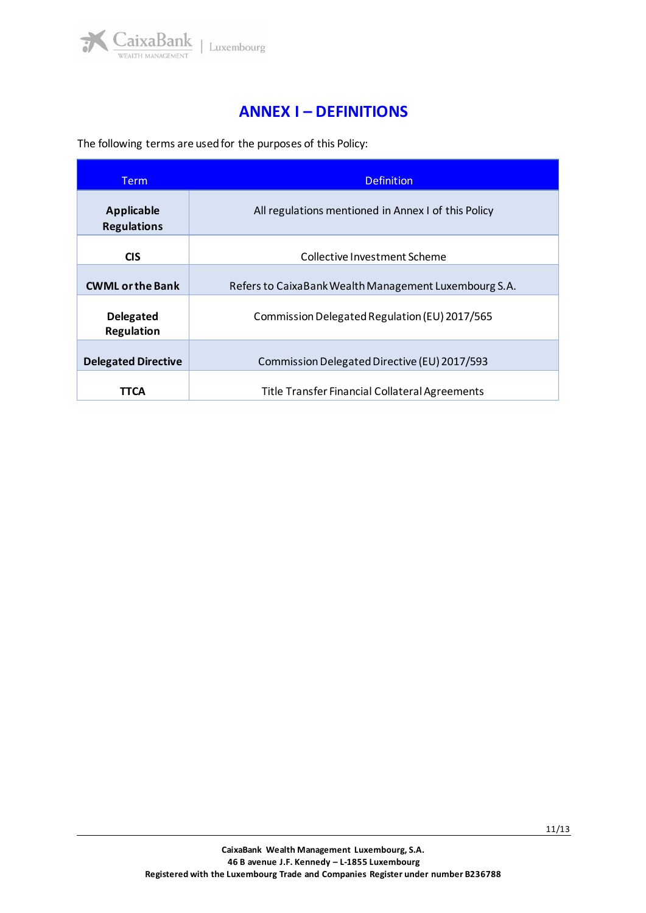# ANNEX I – DEFINITIONS

The following terms are used for the purposes of this Policy:

| Term | Definition |
| --- | --- |
| **Applicable Regulations** | All regulations mentioned in Annex I of this Policy |
| **CIS** | Collective Investment Scheme |
| **CWML or the Bank** | Refers to CaixaBank Wealth Management Luxembourg S.A. |
| **Delegated Regulation** | Commission Delegated Regulation (EU) 2017/565 |
| **Delegated Directive** | Commission Delegated Directive (EU) 2017/593 |
| **TTCA** | Title Transfer Financial Collateral Agreements |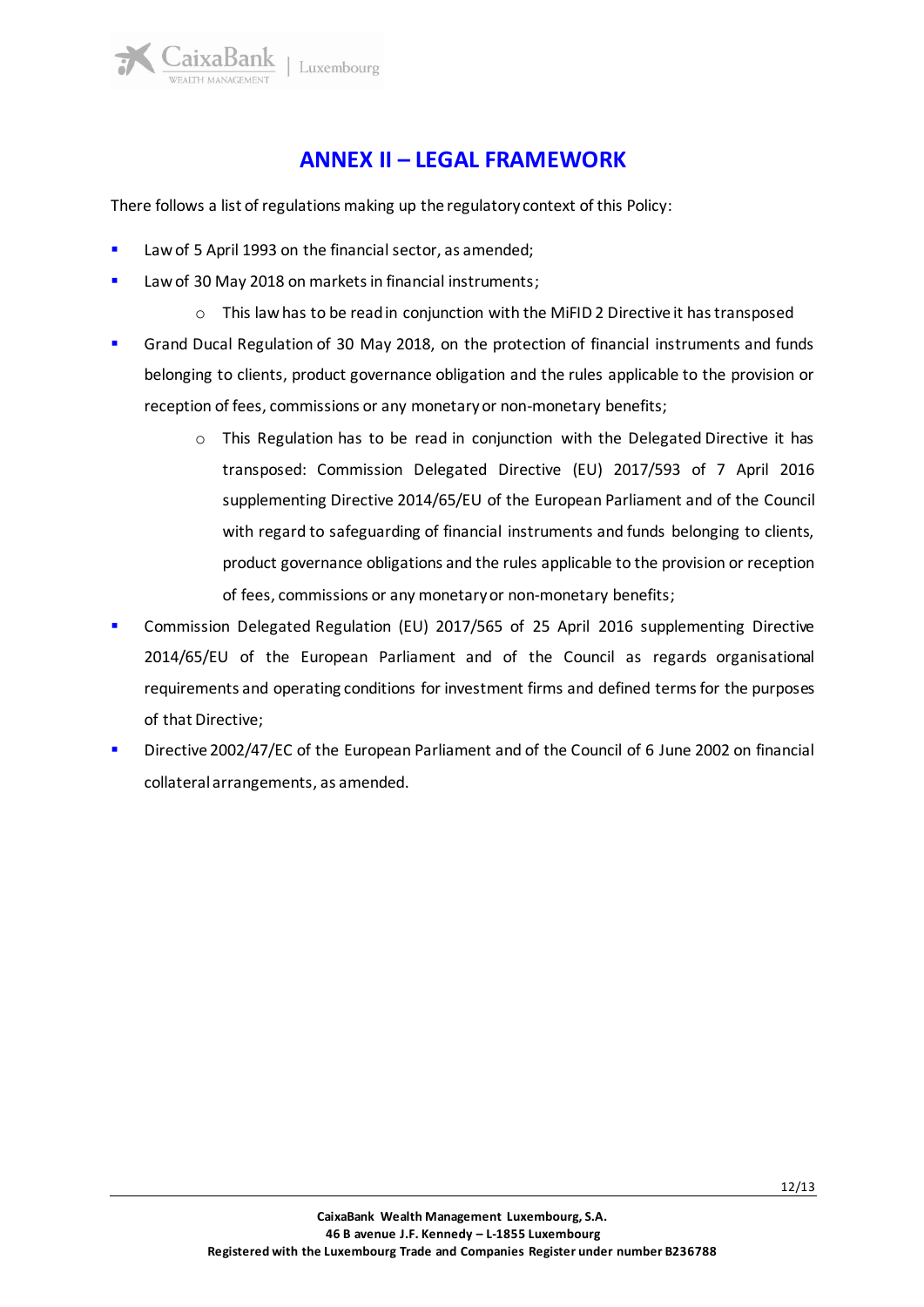# ANNEX II – LEGAL FRAMEWORK

There follows a list of regulations making up the regulatory context of this Policy:

- Law of 5 April 1993 on the financial sector, as amended;
- Law of 30 May 2018 on markets in financial instruments;
  - This law has to be read in conjunction with the MiFID 2 Directive it has transposed
- Grand Ducal Regulation of 30 May 2018, on the protection of financial instruments and funds belonging to clients, product governance obligation and the rules applicable to the provision or reception of fees, commissions or any monetary or non-monetary benefits;
  - This Regulation has to be read in conjunction with the Delegated Directive it has transposed: Commission Delegated Directive (EU) 2017/593 of 7 April 2016 supplementing Directive 2014/65/EU of the European Parliament and of the Council with regard to safeguarding of financial instruments and funds belonging to clients, product governance obligations and the rules applicable to the provision or reception of fees, commissions or any monetary or non-monetary benefits;
- Commission Delegated Regulation (EU) 2017/565 of 25 April 2016 supplementing Directive 2014/65/EU of the European Parliament and of the Council as regards organisational requirements and operating conditions for investment firms and defined terms for the purposes of that Directive;
- Directive 2002/47/EC of the European Parliament and of the Council of 6 June 2002 on financial collateral arrangements, as amended.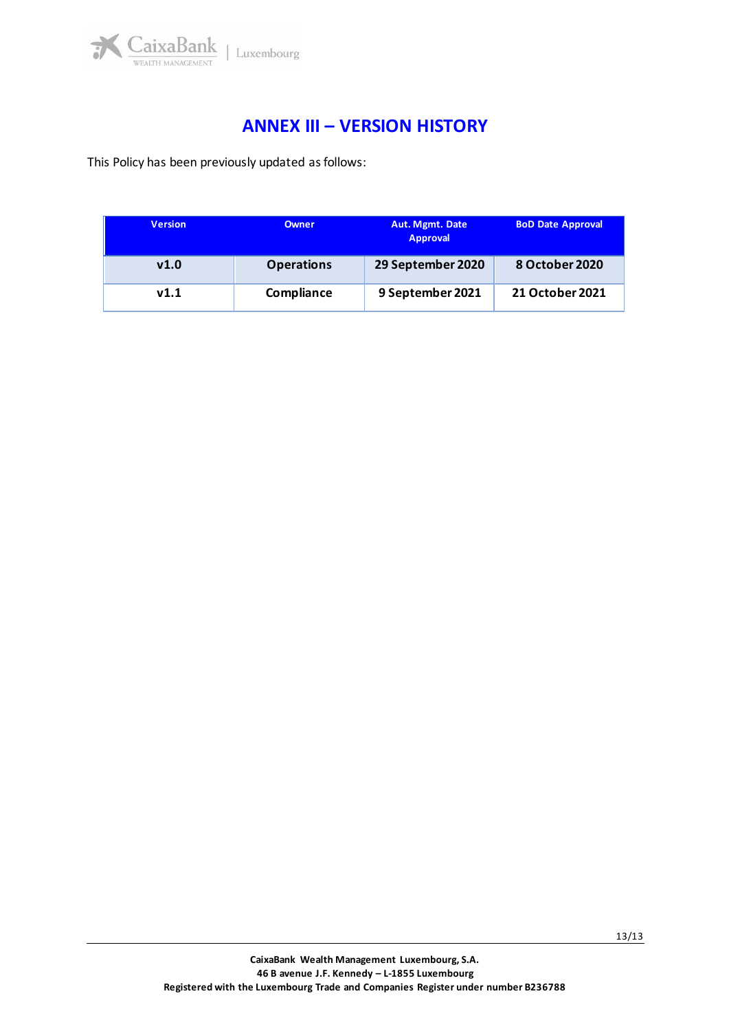# ANNEX III – VERSION HISTORY

This Policy has been previously updated as follows:

| Version | Owner | Aut. Mgmt. Date Approval | BoD Date Approval |
|---|---|---|---|
| **v1.0** | **Operations** | **29 September 2020** | **8 October 2020** |
| **v1.1** | **Compliance** | **9 September 2021** | **21 October 2021** |